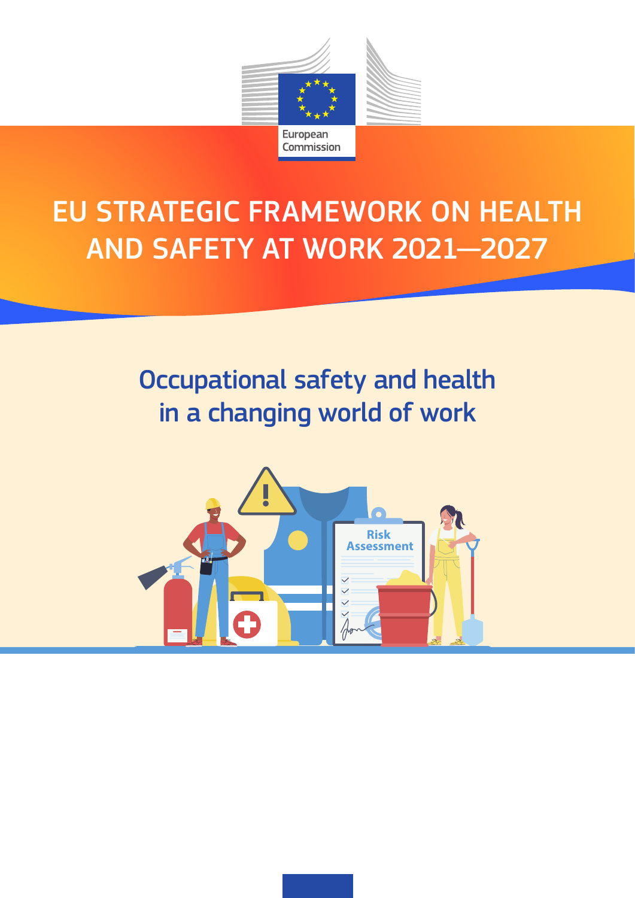European Commission

# EU STRATEGIC FRAMEWORK ON HEALTH AND SAFETY AT WORK 2021—2027

## Occupational safety and health in a changing world of work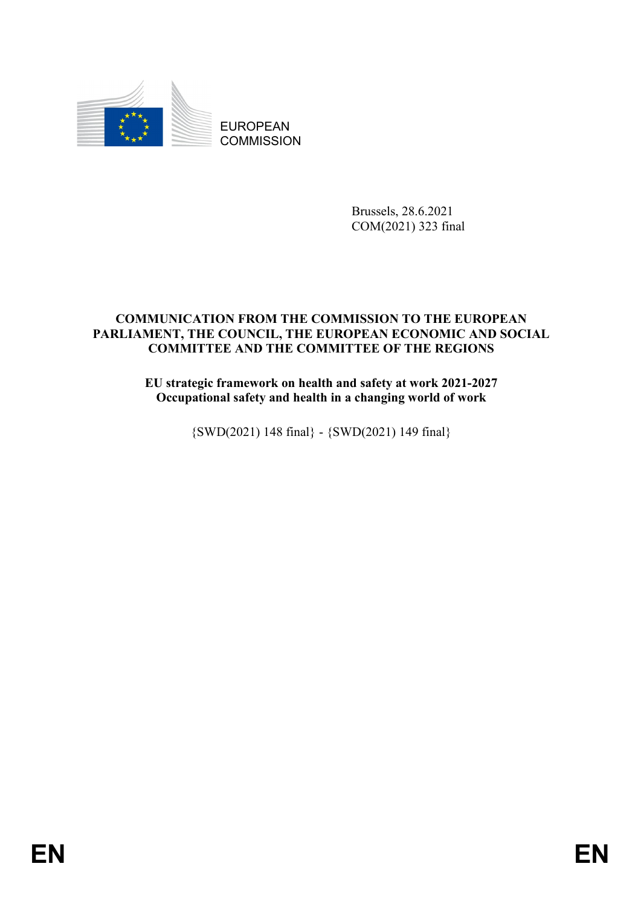EUROPEAN COMMISSION

Brussels, 28.6.2021
COM(2021) 323 final

**COMMUNICATION FROM THE COMMISSION TO THE EUROPEAN PARLIAMENT, THE COUNCIL, THE EUROPEAN ECONOMIC AND SOCIAL COMMITTEE AND THE COMMITTEE OF THE REGIONS**

**EU strategic framework on health and safety at work 2021-2027**
**Occupational safety and health in a changing world of work**

{SWD(2021) 148 final} - {SWD(2021) 149 final}

EN EN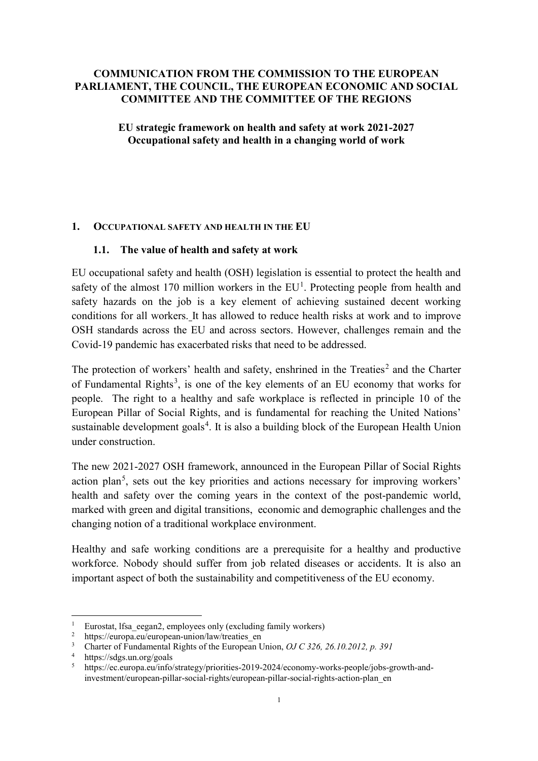**COMMUNICATION FROM THE COMMISSION TO THE EUROPEAN PARLIAMENT, THE COUNCIL, THE EUROPEAN ECONOMIC AND SOCIAL COMMITTEE AND THE COMMITTEE OF THE REGIONS**

**EU strategic framework on health and safety at work 2021-2027**
**Occupational safety and health in a changing world of work**

# 1. OCCUPATIONAL SAFETY AND HEALTH IN THE EU

## 1.1. The value of health and safety at work

EU occupational safety and health (OSH) legislation is essential to protect the health and safety of the almost 170 million workers in the EU[1]. Protecting people from health and safety hazards on the job is a key element of achieving sustained decent working conditions for all workers. It has allowed to reduce health risks at work and to improve OSH standards across the EU and across sectors. However, challenges remain and the Covid-19 pandemic has exacerbated risks that need to be addressed.

The protection of workers' health and safety, enshrined in the Treaties[2] and the Charter of Fundamental Rights[3], is one of the key elements of an EU economy that works for people. The right to a healthy and safe workplace is reflected in principle 10 of the European Pillar of Social Rights, and is fundamental for reaching the United Nations' sustainable development goals[4]. It is also a building block of the European Health Union under construction.

The new 2021-2027 OSH framework, announced in the European Pillar of Social Rights action plan[5], sets out the key priorities and actions necessary for improving workers' health and safety over the coming years in the context of the post-pandemic world, marked with green and digital transitions, economic and demographic challenges and the changing notion of a traditional workplace environment.

Healthy and safe working conditions are a prerequisite for a healthy and productive workforce. Nobody should suffer from job related diseases or accidents. It is also an important aspect of both the sustainability and competitiveness of the EU economy.

---

[1] Eurostat, lfsa_eegan2, employees only (excluding family workers)

[2] https://europa.eu/european-union/law/treaties_en

[3] Charter of Fundamental Rights of the European Union, *OJ C 326, 26.10.2012, p. 391*

[4] https://sdgs.un.org/goals

[5] https://ec.europa.eu/info/strategy/priorities-2019-2024/economy-works-people/jobs-growth-and-investment/european-pillar-social-rights/european-pillar-social-rights-action-plan_en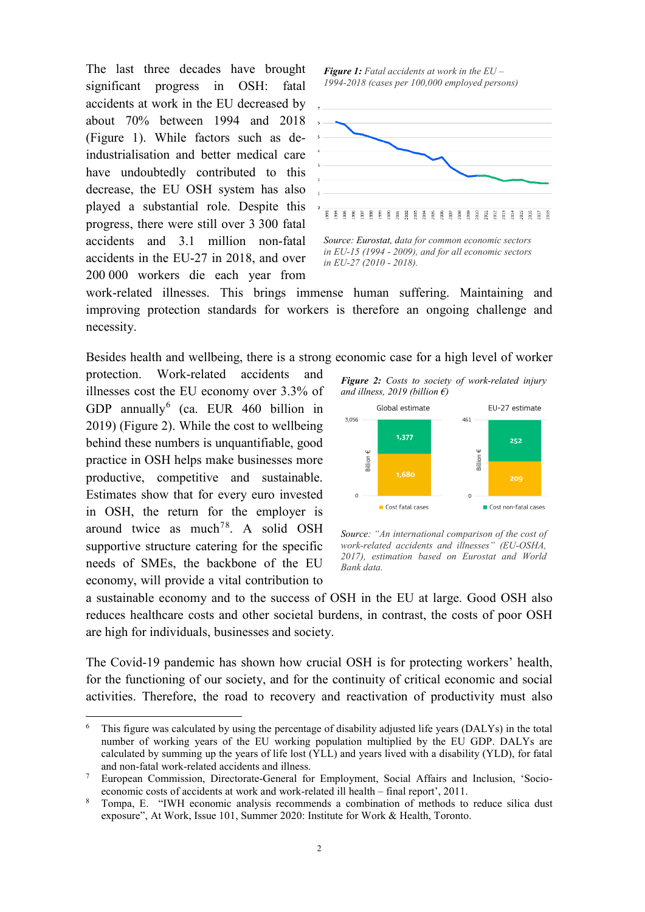The last three decades have brought significant progress in OSH: fatal accidents at work in the EU decreased by about 70% between 1994 and 2018 (Figure 1). While factors such as de-industrialisation and better medical care have undoubtedly contributed to this decrease, the EU OSH system has also played a substantial role. Despite this progress, there were still over 3 300 fatal accidents and 3.1 million non-fatal accidents in the EU-27 in 2018, and over 200 000 workers die each year from work-related illnesses. This brings immense human suffering. Maintaining and improving protection standards for workers is therefore an ongoing challenge and necessity.

***Figure 1:*** *Fatal accidents at work in the EU – 1994-2018 (cases per 100,000 employed persons)*

*Source: Eurostat, data for common economic sectors in EU-15 (1994 - 2009), and for all economic sectors in EU-27 (2010 - 2018).*

Besides health and wellbeing, there is a strong economic case for a high level of worker protection. Work-related accidents and illnesses cost the EU economy over 3.3% of GDP annually[6] (ca. EUR 460 billion in 2019) (Figure 2). While the cost to wellbeing behind these numbers is unquantifiable, good practice in OSH helps make businesses more productive, competitive and sustainable. Estimates show that for every euro invested in OSH, the return for the employer is around twice as much[7][8]. A solid OSH supportive structure catering for the specific needs of SMEs, the backbone of the EU economy, will provide a vital contribution to a sustainable economy and to the success of OSH in the EU at large. Good OSH also reduces healthcare costs and other societal burdens, in contrast, the costs of poor OSH are high for individuals, businesses and society.

***Figure 2:*** *Costs to society of work-related injury and illness, 2019 (billion €)*

| | Global estimate | EU-27 estimate |
|---|---|---|
| Cost fatal cases | 1,680 | 209 |
| Cost non-fatal cases | 1,377 | 252 |
| Total | 3,056 | 461 |

*Source: "An international comparison of the cost of work-related accidents and illnesses" (EU-OSHA, 2017), estimation based on Eurostat and World Bank data.*

The Covid-19 pandemic has shown how crucial OSH is for protecting workers' health, for the functioning of our society, and for the continuity of critical economic and social activities. Therefore, the road to recovery and reactivation of productivity must also

---

[6] This figure was calculated by using the percentage of disability adjusted life years (DALYs) in the total number of working years of the EU working population multiplied by the EU GDP. DALYs are calculated by summing up the years of life lost (YLL) and years lived with a disability (YLD), for fatal and non-fatal work-related accidents and illness.

[7] European Commission, Directorate-General for Employment, Social Affairs and Inclusion, 'Socio-economic costs of accidents at work and work-related ill health – final report', 2011.

[8] Tompa, E. "IWH economic analysis recommends a combination of methods to reduce silica dust exposure", At Work, Issue 101, Summer 2020: Institute for Work & Health, Toronto.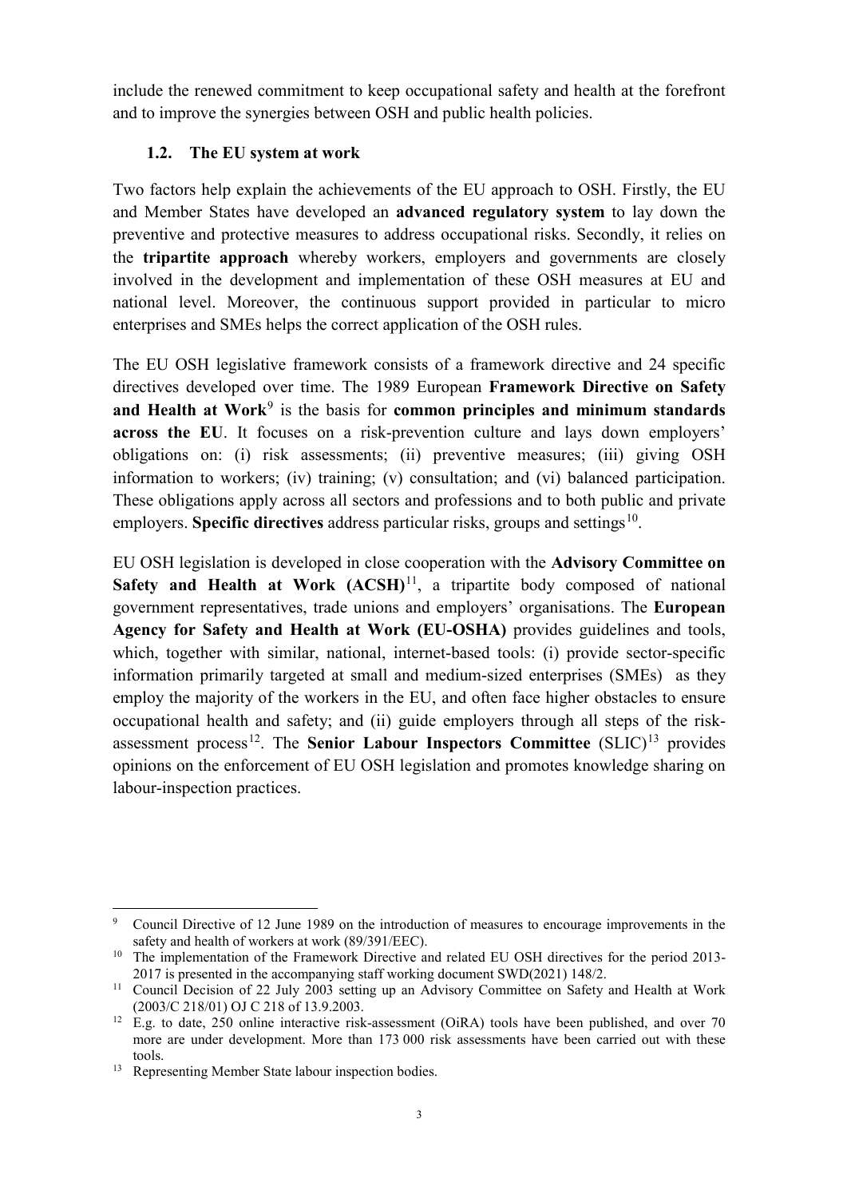include the renewed commitment to keep occupational safety and health at the forefront and to improve the synergies between OSH and public health policies.

### 1.2. The EU system at work

Two factors help explain the achievements of the EU approach to OSH. Firstly, the EU and Member States have developed an **advanced regulatory system** to lay down the preventive and protective measures to address occupational risks. Secondly, it relies on the **tripartite approach** whereby workers, employers and governments are closely involved in the development and implementation of these OSH measures at EU and national level. Moreover, the continuous support provided in particular to micro enterprises and SMEs helps the correct application of the OSH rules.

The EU OSH legislative framework consists of a framework directive and 24 specific directives developed over time. The 1989 European **Framework Directive on Safety and Health at Work**[9] is the basis for **common principles and minimum standards across the EU**. It focuses on a risk-prevention culture and lays down employers' obligations on: (i) risk assessments; (ii) preventive measures; (iii) giving OSH information to workers; (iv) training; (v) consultation; and (vi) balanced participation. These obligations apply across all sectors and professions and to both public and private employers. **Specific directives** address particular risks, groups and settings[10].

EU OSH legislation is developed in close cooperation with the **Advisory Committee on Safety and Health at Work (ACSH)**[11], a tripartite body composed of national government representatives, trade unions and employers' organisations. The **European Agency for Safety and Health at Work (EU-OSHA)** provides guidelines and tools, which, together with similar, national, internet-based tools: (i) provide sector-specific information primarily targeted at small and medium-sized enterprises (SMEs) as they employ the majority of the workers in the EU, and often face higher obstacles to ensure occupational health and safety; and (ii) guide employers through all steps of the risk-assessment process[12]. The **Senior Labour Inspectors Committee** (SLIC)[13] provides opinions on the enforcement of EU OSH legislation and promotes knowledge sharing on labour-inspection practices.

---

[9] Council Directive of 12 June 1989 on the introduction of measures to encourage improvements in the safety and health of workers at work (89/391/EEC).

[10] The implementation of the Framework Directive and related EU OSH directives for the period 2013-2017 is presented in the accompanying staff working document SWD(2021) 148/2.

[11] Council Decision of 22 July 2003 setting up an Advisory Committee on Safety and Health at Work (2003/C 218/01) OJ C 218 of 13.9.2003.

[12] E.g. to date, 250 online interactive risk-assessment (OiRA) tools have been published, and over 70 more are under development. More than 173 000 risk assessments have been carried out with these tools.

[13] Representing Member State labour inspection bodies.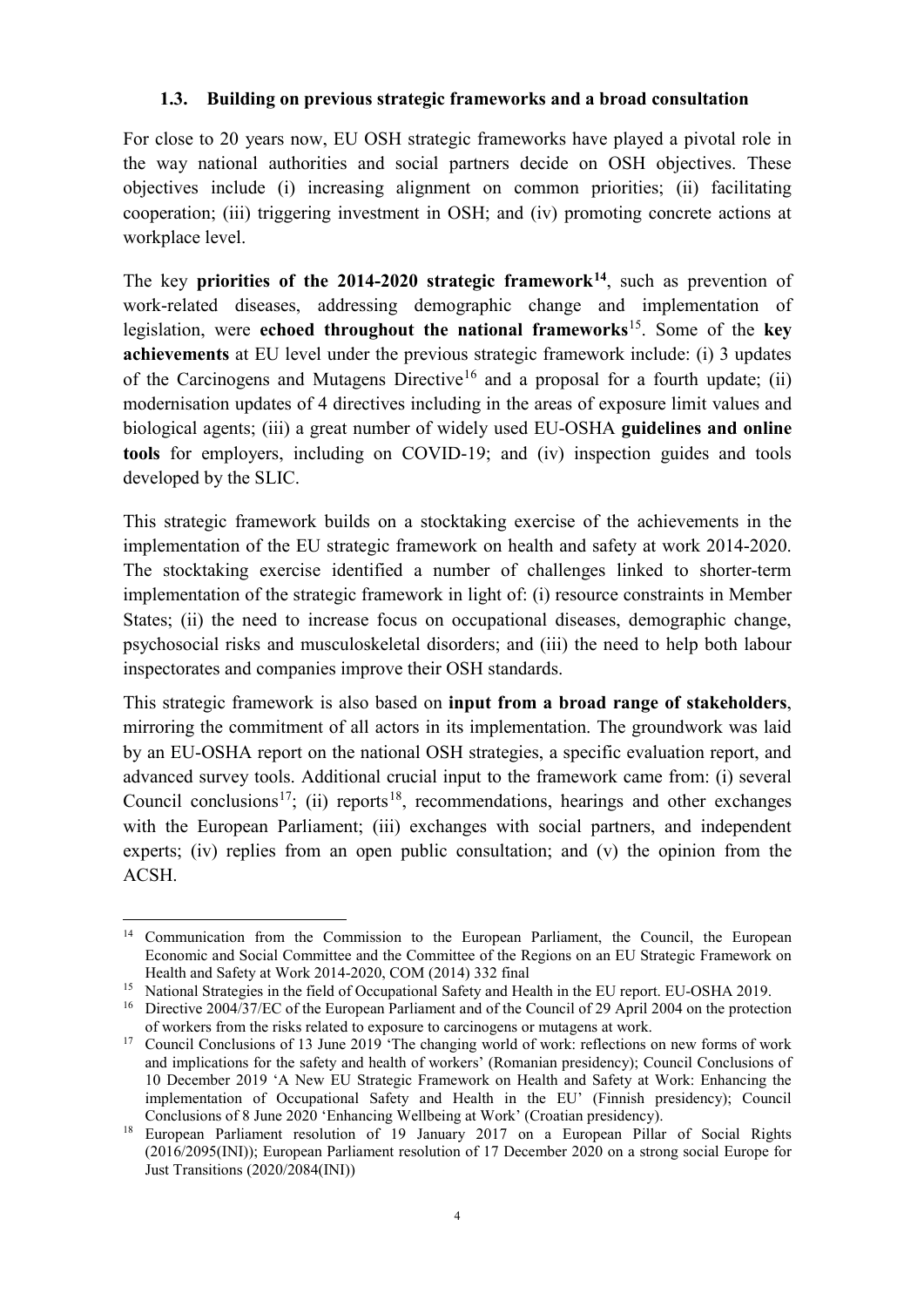### 1.3. Building on previous strategic frameworks and a broad consultation

For close to 20 years now, EU OSH strategic frameworks have played a pivotal role in the way national authorities and social partners decide on OSH objectives. These objectives include (i) increasing alignment on common priorities; (ii) facilitating cooperation; (iii) triggering investment in OSH; and (iv) promoting concrete actions at workplace level.

The key **priorities of the 2014-2020 strategic framework**[14], such as prevention of work-related diseases, addressing demographic change and implementation of legislation, were **echoed throughout the national frameworks**[15]. Some of the **key achievements** at EU level under the previous strategic framework include: (i) 3 updates of the Carcinogens and Mutagens Directive[16] and a proposal for a fourth update; (ii) modernisation updates of 4 directives including in the areas of exposure limit values and biological agents; (iii) a great number of widely used EU-OSHA **guidelines and online tools** for employers, including on COVID-19; and (iv) inspection guides and tools developed by the SLIC.

This strategic framework builds on a stocktaking exercise of the achievements in the implementation of the EU strategic framework on health and safety at work 2014-2020. The stocktaking exercise identified a number of challenges linked to shorter-term implementation of the strategic framework in light of: (i) resource constraints in Member States; (ii) the need to increase focus on occupational diseases, demographic change, psychosocial risks and musculoskeletal disorders; and (iii) the need to help both labour inspectorates and companies improve their OSH standards.

This strategic framework is also based on **input from a broad range of stakeholders**, mirroring the commitment of all actors in its implementation. The groundwork was laid by an EU-OSHA report on the national OSH strategies, a specific evaluation report, and advanced survey tools. Additional crucial input to the framework came from: (i) several Council conclusions[17]; (ii) reports[18], recommendations, hearings and other exchanges with the European Parliament; (iii) exchanges with social partners, and independent experts; (iv) replies from an open public consultation; and (v) the opinion from the ACSH.

---

[14] Communication from the Commission to the European Parliament, the Council, the European Economic and Social Committee and the Committee of the Regions on an EU Strategic Framework on Health and Safety at Work 2014-2020, COM (2014) 332 final

[15] National Strategies in the field of Occupational Safety and Health in the EU report. EU-OSHA 2019.

[16] Directive 2004/37/EC of the European Parliament and of the Council of 29 April 2004 on the protection of workers from the risks related to exposure to carcinogens or mutagens at work.

[17] Council Conclusions of 13 June 2019 'The changing world of work: reflections on new forms of work and implications for the safety and health of workers' (Romanian presidency); Council Conclusions of 10 December 2019 'A New EU Strategic Framework on Health and Safety at Work: Enhancing the implementation of Occupational Safety and Health in the EU' (Finnish presidency); Council Conclusions of 8 June 2020 'Enhancing Wellbeing at Work' (Croatian presidency).

[18] European Parliament resolution of 19 January 2017 on a European Pillar of Social Rights (2016/2095(INI)); European Parliament resolution of 17 December 2020 on a strong social Europe for Just Transitions (2020/2084(INI))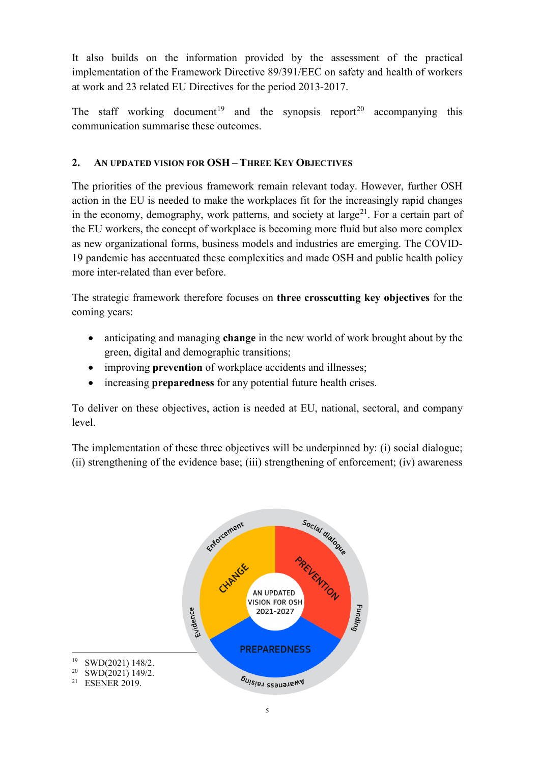It also builds on the information provided by the assessment of the practical implementation of the Framework Directive 89/391/EEC on safety and health of workers at work and 23 related EU Directives for the period 2013-2017.

The staff working document[19] and the synopsis report[20] accompanying this communication summarise these outcomes.

## 2. AN UPDATED VISION FOR OSH – THREE KEY OBJECTIVES

The priorities of the previous framework remain relevant today. However, further OSH action in the EU is needed to make the workplaces fit for the increasingly rapid changes in the economy, demography, work patterns, and society at large[21]. For a certain part of the EU workers, the concept of workplace is becoming more fluid but also more complex as new organizational forms, business models and industries are emerging. The COVID-19 pandemic has accentuated these complexities and made OSH and public health policy more inter-related than ever before.

The strategic framework therefore focuses on **three crosscutting key objectives** for the coming years:

- anticipating and managing **change** in the new world of work brought about by the green, digital and demographic transitions;
- improving **prevention** of workplace accidents and illnesses;
- increasing **preparedness** for any potential future health crises.

To deliver on these objectives, action is needed at EU, national, sectoral, and company level.

The implementation of these three objectives will be underpinned by: (i) social dialogue; (ii) strengthening of the evidence base; (iii) strengthening of enforcement; (iv) awareness

AN UPDATED VISION FOR OSH 2021-2027

CHANGE | PREVENTION | PREPAREDNESS

Enforcement | Social dialogue | Funding | Awareness raising | Evidence

---

[19] SWD(2021) 148/2.

[20] SWD(2021) 149/2.

[21] ESENER 2019.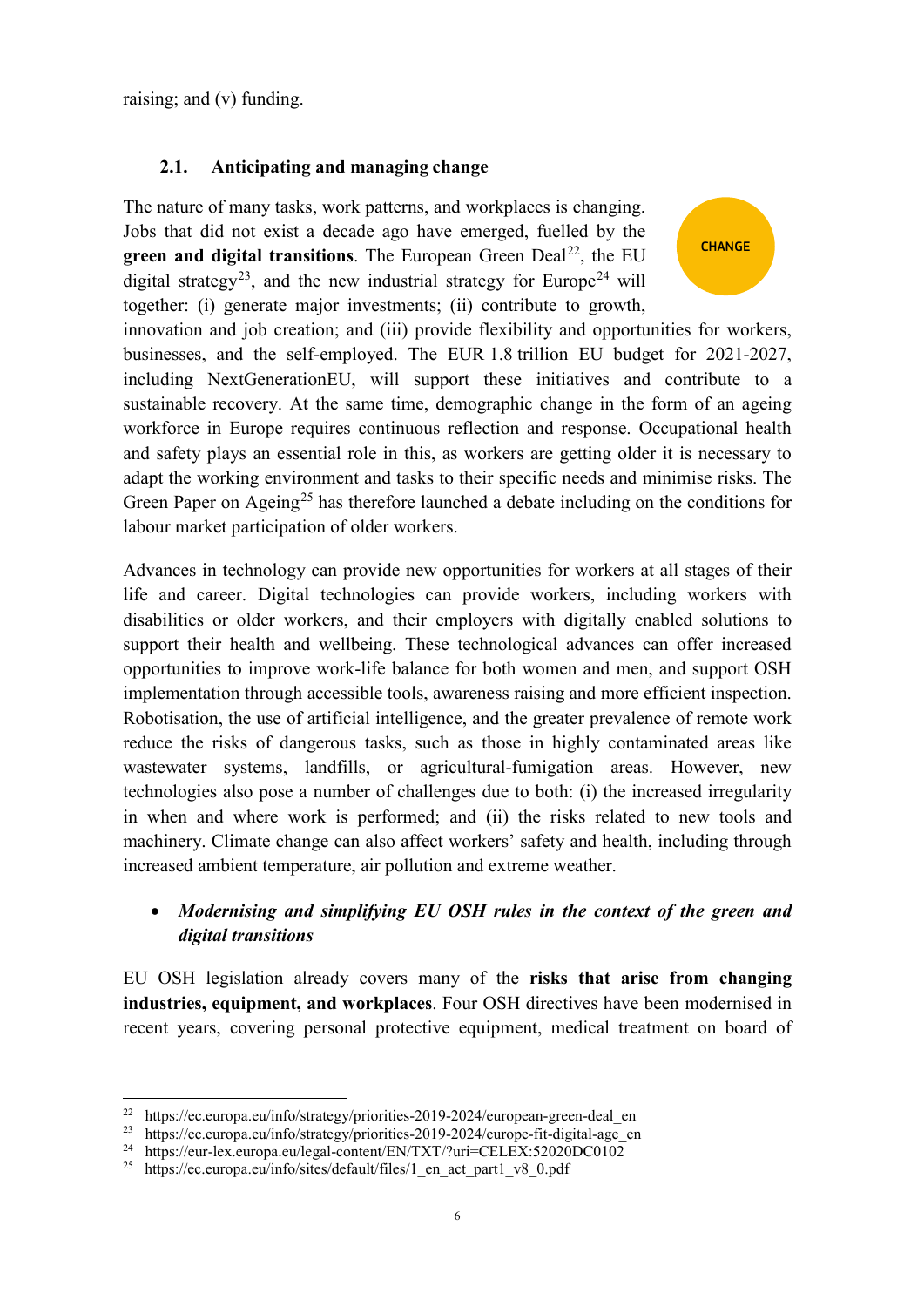raising; and (v) funding.

## 2.1. Anticipating and managing change

CHANGE

The nature of many tasks, work patterns, and workplaces is changing. Jobs that did not exist a decade ago have emerged, fuelled by the **green and digital transitions**. The European Green Deal[22], the EU digital strategy[23], and the new industrial strategy for Europe[24] will together: (i) generate major investments; (ii) contribute to growth, innovation and job creation; and (iii) provide flexibility and opportunities for workers, businesses, and the self-employed. The EUR 1.8 trillion EU budget for 2021-2027, including NextGenerationEU, will support these initiatives and contribute to a sustainable recovery. At the same time, demographic change in the form of an ageing workforce in Europe requires continuous reflection and response. Occupational health and safety plays an essential role in this, as workers are getting older it is necessary to adapt the working environment and tasks to their specific needs and minimise risks. The Green Paper on Ageing[25] has therefore launched a debate including on the conditions for labour market participation of older workers.

Advances in technology can provide new opportunities for workers at all stages of their life and career. Digital technologies can provide workers, including workers with disabilities or older workers, and their employers with digitally enabled solutions to support their health and wellbeing. These technological advances can offer increased opportunities to improve work-life balance for both women and men, and support OSH implementation through accessible tools, awareness raising and more efficient inspection. Robotisation, the use of artificial intelligence, and the greater prevalence of remote work reduce the risks of dangerous tasks, such as those in highly contaminated areas like wastewater systems, landfills, or agricultural-fumigation areas. However, new technologies also pose a number of challenges due to both: (i) the increased irregularity in when and where work is performed; and (ii) the risks related to new tools and machinery. Climate change can also affect workers' safety and health, including through increased ambient temperature, air pollution and extreme weather.

- ***Modernising and simplifying EU OSH rules in the context of the green and digital transitions***

EU OSH legislation already covers many of the **risks that arise from changing industries, equipment, and workplaces**. Four OSH directives have been modernised in recent years, covering personal protective equipment, medical treatment on board of

---

[22] https://ec.europa.eu/info/strategy/priorities-2019-2024/european-green-deal_en
[23] https://ec.europa.eu/info/strategy/priorities-2019-2024/europe-fit-digital-age_en
[24] https://eur-lex.europa.eu/legal-content/EN/TXT/?uri=CELEX:52020DC0102
[25] https://ec.europa.eu/info/sites/default/files/1_en_act_part1_v8_0.pdf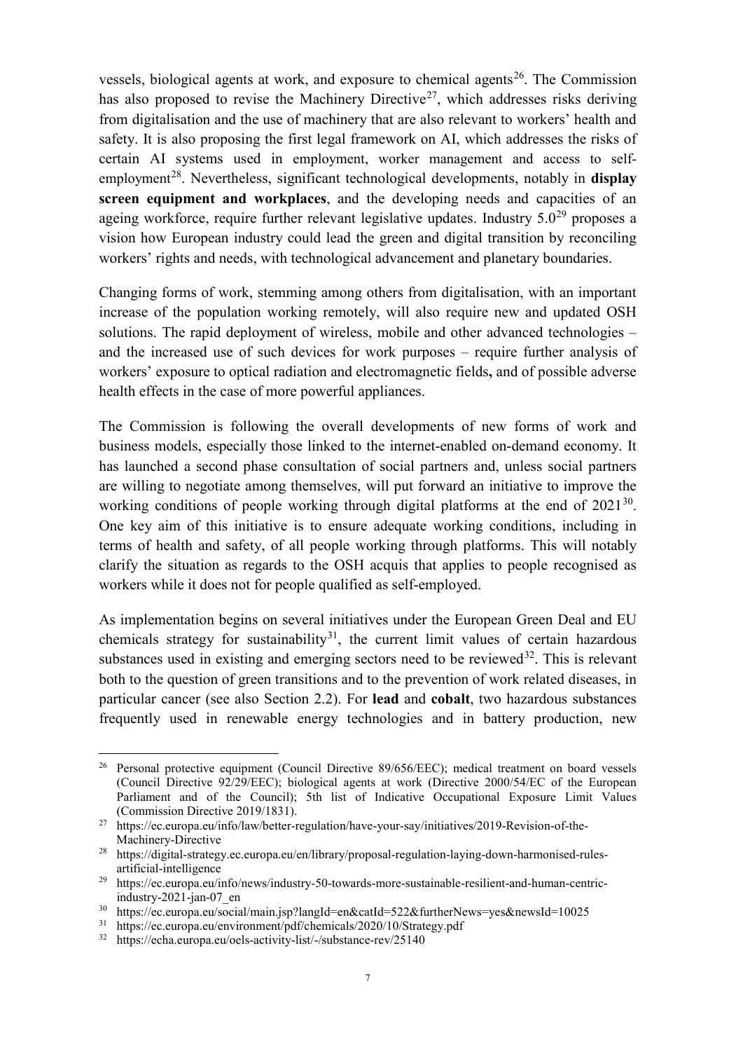vessels, biological agents at work, and exposure to chemical agents[26]. The Commission has also proposed to revise the Machinery Directive[27], which addresses risks deriving from digitalisation and the use of machinery that are also relevant to workers' health and safety. It is also proposing the first legal framework on AI, which addresses the risks of certain AI systems used in employment, worker management and access to self-employment[28]. Nevertheless, significant technological developments, notably in **display screen equipment and workplaces**, and the developing needs and capacities of an ageing workforce, require further relevant legislative updates. Industry 5.0[29] proposes a vision how European industry could lead the green and digital transition by reconciling workers' rights and needs, with technological advancement and planetary boundaries.

Changing forms of work, stemming among others from digitalisation, with an important increase of the population working remotely, will also require new and updated OSH solutions. The rapid deployment of wireless, mobile and other advanced technologies – and the increased use of such devices for work purposes – require further analysis of workers' exposure to optical radiation and electromagnetic fields**,** and of possible adverse health effects in the case of more powerful appliances.

The Commission is following the overall developments of new forms of work and business models, especially those linked to the internet-enabled on-demand economy. It has launched a second phase consultation of social partners and, unless social partners are willing to negotiate among themselves, will put forward an initiative to improve the working conditions of people working through digital platforms at the end of 2021[30]. One key aim of this initiative is to ensure adequate working conditions, including in terms of health and safety, of all people working through platforms. This will notably clarify the situation as regards to the OSH acquis that applies to people recognised as workers while it does not for people qualified as self-employed.

As implementation begins on several initiatives under the European Green Deal and EU chemicals strategy for sustainability[31], the current limit values of certain hazardous substances used in existing and emerging sectors need to be reviewed[32]. This is relevant both to the question of green transitions and to the prevention of work related diseases, in particular cancer (see also Section 2.2). For **lead** and **cobalt**, two hazardous substances frequently used in renewable energy technologies and in battery production, new

---

[26] Personal protective equipment (Council Directive 89/656/EEC); medical treatment on board vessels (Council Directive 92/29/EEC); biological agents at work (Directive 2000/54/EC of the European Parliament and of the Council); 5th list of Indicative Occupational Exposure Limit Values (Commission Directive 2019/1831).

[27] https://ec.europa.eu/info/law/better-regulation/have-your-say/initiatives/2019-Revision-of-the-Machinery-Directive

[28] https://digital-strategy.ec.europa.eu/en/library/proposal-regulation-laying-down-harmonised-rules-artificial-intelligence

[29] https://ec.europa.eu/info/news/industry-50-towards-more-sustainable-resilient-and-human-centric-industry-2021-jan-07_en

[30] https://ec.europa.eu/social/main.jsp?langId=en&catId=522&furtherNews=yes&newsId=10025

[31] https://ec.europa.eu/environment/pdf/chemicals/2020/10/Strategy.pdf

[32] https://echa.europa.eu/oels-activity-list/-/substance-rev/25140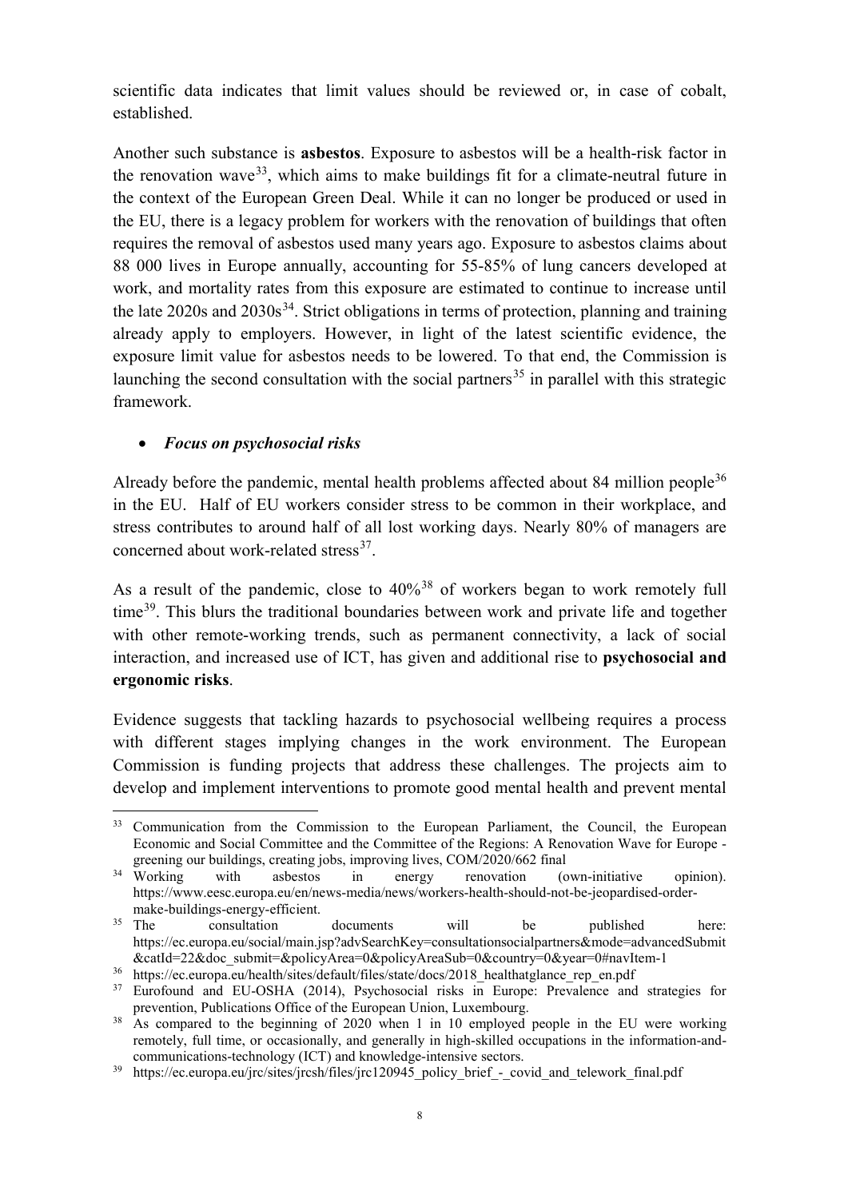scientific data indicates that limit values should be reviewed or, in case of cobalt, established.

Another such substance is **asbestos**. Exposure to asbestos will be a health-risk factor in the renovation wave[33], which aims to make buildings fit for a climate-neutral future in the context of the European Green Deal. While it can no longer be produced or used in the EU, there is a legacy problem for workers with the renovation of buildings that often requires the removal of asbestos used many years ago. Exposure to asbestos claims about 88 000 lives in Europe annually, accounting for 55-85% of lung cancers developed at work, and mortality rates from this exposure are estimated to continue to increase until the late 2020s and 2030s[34]. Strict obligations in terms of protection, planning and training already apply to employers. However, in light of the latest scientific evidence, the exposure limit value for asbestos needs to be lowered. To that end, the Commission is launching the second consultation with the social partners[35] in parallel with this strategic framework.

- ***Focus on psychosocial risks***

Already before the pandemic, mental health problems affected about 84 million people[36] in the EU. Half of EU workers consider stress to be common in their workplace, and stress contributes to around half of all lost working days. Nearly 80% of managers are concerned about work-related stress[37].

As a result of the pandemic, close to 40%[38] of workers began to work remotely full time[39]. This blurs the traditional boundaries between work and private life and together with other remote-working trends, such as permanent connectivity, a lack of social interaction, and increased use of ICT, has given and additional rise to **psychosocial and ergonomic risks**.

Evidence suggests that tackling hazards to psychosocial wellbeing requires a process with different stages implying changes in the work environment. The European Commission is funding projects that address these challenges. The projects aim to develop and implement interventions to promote good mental health and prevent mental

---

[33] Communication from the Commission to the European Parliament, the Council, the European Economic and Social Committee and the Committee of the Regions: A Renovation Wave for Europe - greening our buildings, creating jobs, improving lives, COM/2020/662 final

[34] Working with asbestos in energy renovation (own-initiative opinion). https://www.eesc.europa.eu/en/news-media/news/workers-health-should-not-be-jeopardised-order-make-buildings-energy-efficient.

[35] The consultation documents will be published here: https://ec.europa.eu/social/main.jsp?advSearchKey=consultationsocialpartners&mode=advancedSubmit&catId=22&doc_submit=&policyArea=0&policyAreaSub=0&country=0&year=0#navItem-1

[36] https://ec.europa.eu/health/sites/default/files/state/docs/2018_healthatglance_rep_en.pdf

[37] Eurofound and EU-OSHA (2014), Psychosocial risks in Europe: Prevalence and strategies for prevention, Publications Office of the European Union, Luxembourg.

[38] As compared to the beginning of 2020 when 1 in 10 employed people in the EU were working remotely, full time, or occasionally, and generally in high-skilled occupations in the information-and-communications-technology (ICT) and knowledge-intensive sectors.

[39] https://ec.europa.eu/jrc/sites/jrcsh/files/jrc120945_policy_brief_-_covid_and_telework_final.pdf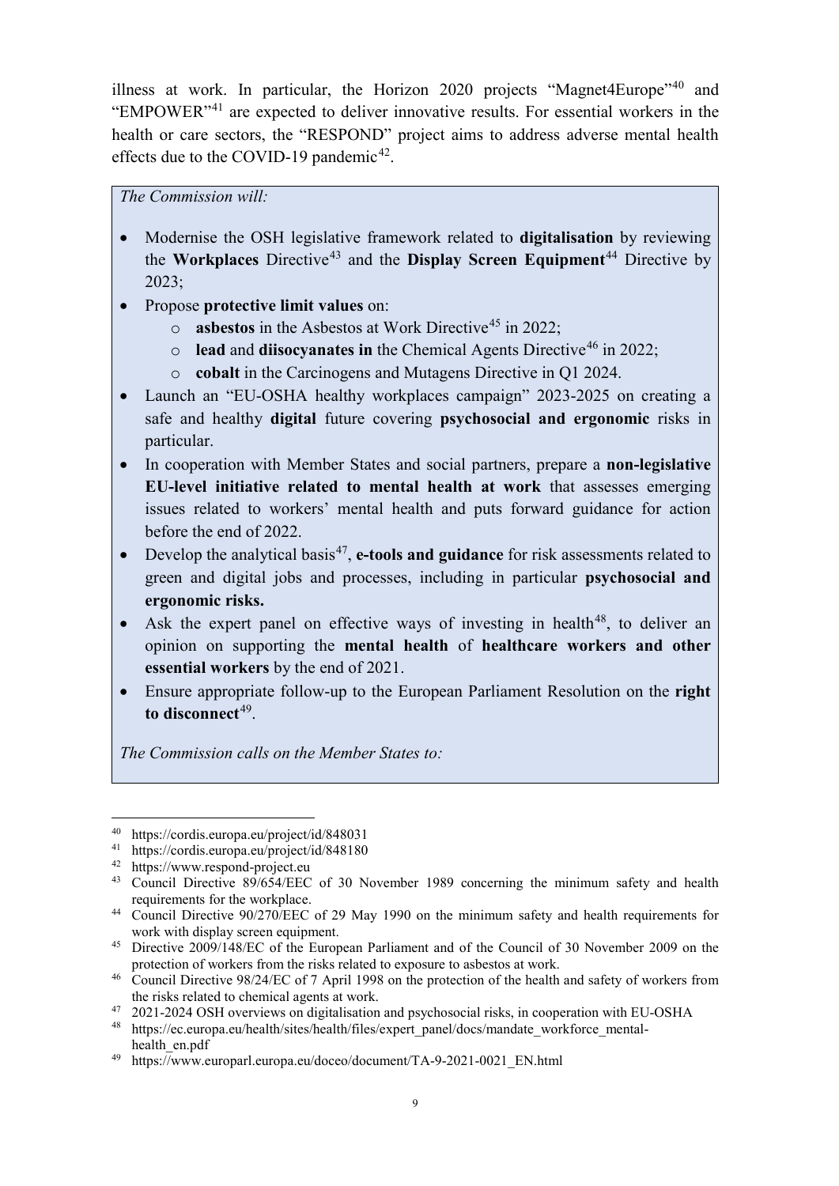illness at work. In particular, the Horizon 2020 projects "Magnet4Europe"[40] and "EMPOWER"[41] are expected to deliver innovative results. For essential workers in the health or care sectors, the "RESPOND" project aims to address adverse mental health effects due to the COVID-19 pandemic[42].

*The Commission will:*

- Modernise the OSH legislative framework related to **digitalisation** by reviewing the **Workplaces** Directive[43] and the **Display Screen Equipment**[44] Directive by 2023;
- Propose **protective limit values** on:
  - **asbestos** in the Asbestos at Work Directive[45] in 2022;
  - **lead** and **diisocyanates in** the Chemical Agents Directive[46] in 2022;
  - **cobalt** in the Carcinogens and Mutagens Directive in Q1 2024.
- Launch an "EU-OSHA healthy workplaces campaign" 2023-2025 on creating a safe and healthy **digital** future covering **psychosocial and ergonomic** risks in particular.
- In cooperation with Member States and social partners, prepare a **non-legislative EU-level initiative related to mental health at work** that assesses emerging issues related to workers' mental health and puts forward guidance for action before the end of 2022.
- Develop the analytical basis[47], **e-tools and guidance** for risk assessments related to green and digital jobs and processes, including in particular **psychosocial and ergonomic risks.**
- Ask the expert panel on effective ways of investing in health[48], to deliver an opinion on supporting the **mental health** of **healthcare workers and other essential workers** by the end of 2021.
- Ensure appropriate follow-up to the European Parliament Resolution on the **right to disconnect**[49].

*The Commission calls on the Member States to:*

---

[40] https://cordis.europa.eu/project/id/848031

[41] https://cordis.europa.eu/project/id/848180

[42] https://www.respond-project.eu

[43] Council Directive 89/654/EEC of 30 November 1989 concerning the minimum safety and health requirements for the workplace.

[44] Council Directive 90/270/EEC of 29 May 1990 on the minimum safety and health requirements for work with display screen equipment.

[45] Directive 2009/148/EC of the European Parliament and of the Council of 30 November 2009 on the protection of workers from the risks related to exposure to asbestos at work.

[46] Council Directive 98/24/EC of 7 April 1998 on the protection of the health and safety of workers from the risks related to chemical agents at work.

[47] 2021-2024 OSH overviews on digitalisation and psychosocial risks, in cooperation with EU-OSHA

[48] https://ec.europa.eu/health/sites/health/files/expert_panel/docs/mandate_workforce_mental-health_en.pdf

[49] https://www.europarl.europa.eu/doceo/document/TA-9-2021-0021_EN.html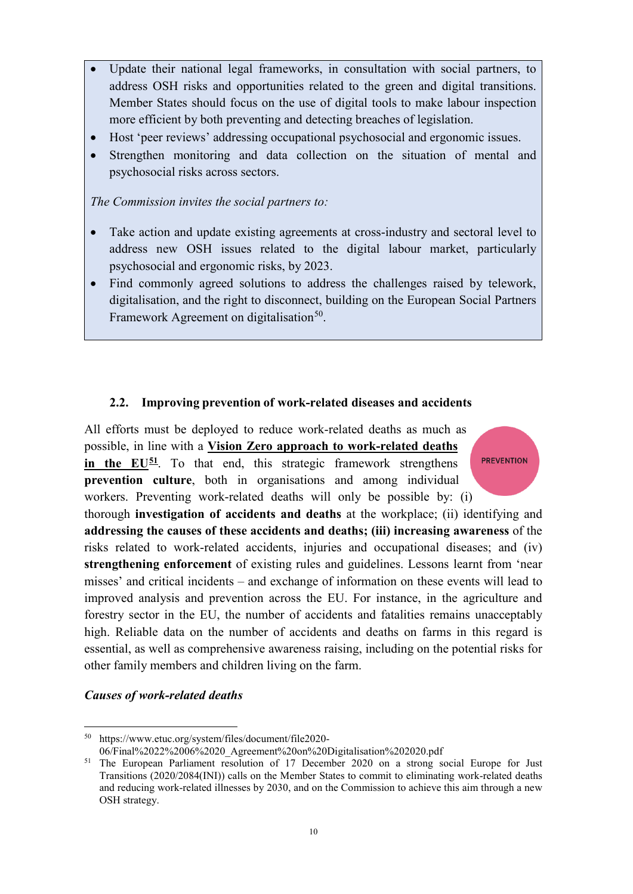- Update their national legal frameworks, in consultation with social partners, to address OSH risks and opportunities related to the green and digital transitions. Member States should focus on the use of digital tools to make labour inspection more efficient by both preventing and detecting breaches of legislation.
- Host 'peer reviews' addressing occupational psychosocial and ergonomic issues.
- Strengthen monitoring and data collection on the situation of mental and psychosocial risks across sectors.

*The Commission invites the social partners to:*

- Take action and update existing agreements at cross-industry and sectoral level to address new OSH issues related to the digital labour market, particularly psychosocial and ergonomic risks, by 2023.
- Find commonly agreed solutions to address the challenges raised by telework, digitalisation, and the right to disconnect, building on the European Social Partners Framework Agreement on digitalisation[50].

### 2.2. Improving prevention of work-related diseases and accidents

PREVENTION

All efforts must be deployed to reduce work-related deaths as much as possible, in line with a **Vision Zero approach to work-related deaths in the EU**[51]. To that end, this strategic framework strengthens **prevention culture**, both in organisations and among individual workers. Preventing work-related deaths will only be possible by: (i) thorough **investigation of accidents and deaths** at the workplace; (ii) identifying and **addressing the causes of these accidents and deaths; (iii) increasing awareness** of the risks related to work-related accidents, injuries and occupational diseases; and (iv) **strengthening enforcement** of existing rules and guidelines. Lessons learnt from 'near misses' and critical incidents – and exchange of information on these events will lead to improved analysis and prevention across the EU. For instance, in the agriculture and forestry sector in the EU, the number of accidents and fatalities remains unacceptably high. Reliable data on the number of accidents and deaths on farms in this regard is essential, as well as comprehensive awareness raising, including on the potential risks for other family members and children living on the farm.

***Causes of work-related deaths***

---

[50] https://www.etuc.org/system/files/document/file2020-06/Final%2022%2006%2020_Agreement%20on%20Digitalisation%202020.pdf

[51] The European Parliament resolution of 17 December 2020 on a strong social Europe for Just Transitions (2020/2084(INI)) calls on the Member States to commit to eliminating work-related deaths and reducing work-related illnesses by 2030, and on the Commission to achieve this aim through a new OSH strategy.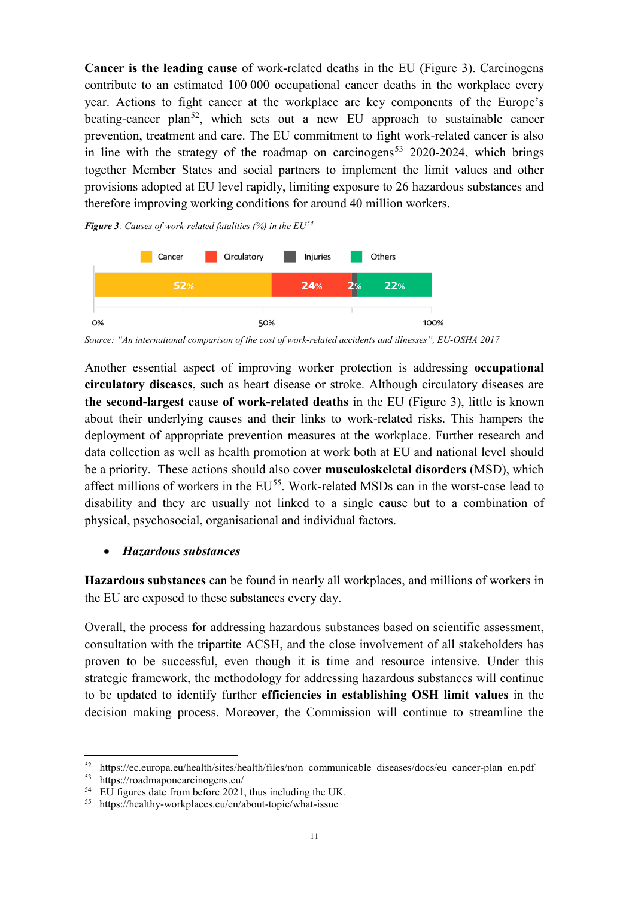**Cancer is the leading cause** of work-related deaths in the EU (Figure 3). Carcinogens contribute to an estimated 100 000 occupational cancer deaths in the workplace every year. Actions to fight cancer at the workplace are key components of the Europe's beating-cancer plan[52], which sets out a new EU approach to sustainable cancer prevention, treatment and care. The EU commitment to fight work-related cancer is also in line with the strategy of the roadmap on carcinogens[53] 2020-2024, which brings together Member States and social partners to implement the limit values and other provisions adopted at EU level rapidly, limiting exposure to 26 hazardous substances and therefore improving working conditions for around 40 million workers.

***Figure 3****: Causes of work-related fatalities (%) in the EU*[54]

| Cancer | Circulatory | Injuries | Others |
| --- | --- | --- | --- |
| 52% | 24% | 2% | 22% |

*Source: "An international comparison of the cost of work-related accidents and illnesses", EU-OSHA 2017*

Another essential aspect of improving worker protection is addressing **occupational circulatory diseases**, such as heart disease or stroke. Although circulatory diseases are **the second-largest cause of work-related deaths** in the EU (Figure 3), little is known about their underlying causes and their links to work-related risks. This hampers the deployment of appropriate prevention measures at the workplace. Further research and data collection as well as health promotion at work both at EU and national level should be a priority. These actions should also cover **musculoskeletal disorders** (MSD), which affect millions of workers in the EU[55]. Work-related MSDs can in the worst-case lead to disability and they are usually not linked to a single cause but to a combination of physical, psychosocial, organisational and individual factors.

- ***Hazardous substances***

**Hazardous substances** can be found in nearly all workplaces, and millions of workers in the EU are exposed to these substances every day.

Overall, the process for addressing hazardous substances based on scientific assessment, consultation with the tripartite ACSH, and the close involvement of all stakeholders has proven to be successful, even though it is time and resource intensive. Under this strategic framework, the methodology for addressing hazardous substances will continue to be updated to identify further **efficiencies in establishing OSH limit values** in the decision making process. Moreover, the Commission will continue to streamline the

---

[52] https://ec.europa.eu/health/sites/health/files/non_communicable_diseases/docs/eu_cancer-plan_en.pdf

[53] https://roadmaponcarcinogens.eu/

[54] EU figures date from before 2021, thus including the UK.

[55] https://healthy-workplaces.eu/en/about-topic/what-issue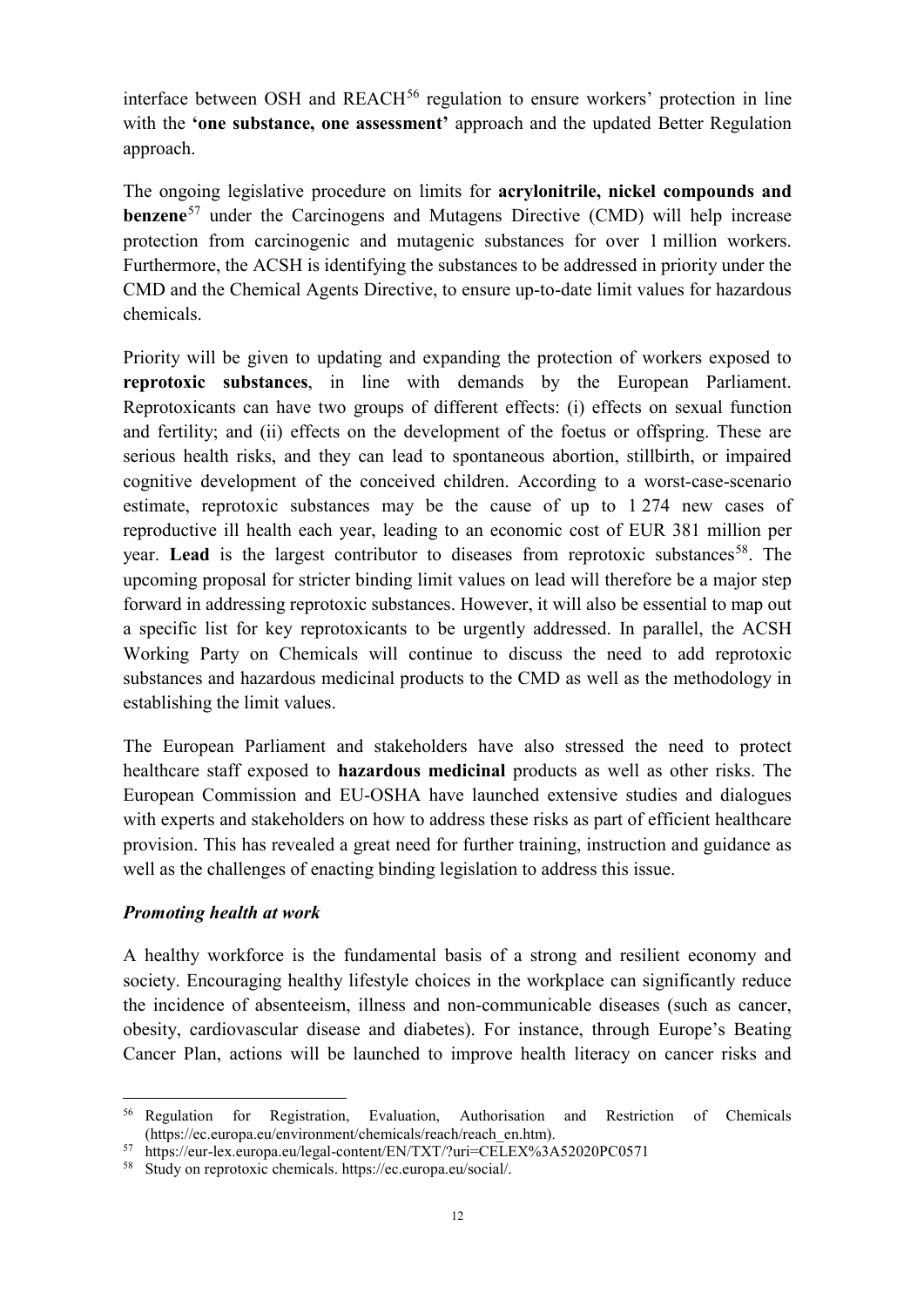interface between OSH and REACH[56] regulation to ensure workers' protection in line with the **'one substance, one assessment'** approach and the updated Better Regulation approach.

The ongoing legislative procedure on limits for **acrylonitrile, nickel compounds and benzene**[57] under the Carcinogens and Mutagens Directive (CMD) will help increase protection from carcinogenic and mutagenic substances for over 1 million workers. Furthermore, the ACSH is identifying the substances to be addressed in priority under the CMD and the Chemical Agents Directive, to ensure up-to-date limit values for hazardous chemicals.

Priority will be given to updating and expanding the protection of workers exposed to **reprotoxic substances**, in line with demands by the European Parliament. Reprotoxicants can have two groups of different effects: (i) effects on sexual function and fertility; and (ii) effects on the development of the foetus or offspring. These are serious health risks, and they can lead to spontaneous abortion, stillbirth, or impaired cognitive development of the conceived children. According to a worst-case-scenario estimate, reprotoxic substances may be the cause of up to 1 274 new cases of reproductive ill health each year, leading to an economic cost of EUR 381 million per year. **Lead** is the largest contributor to diseases from reprotoxic substances[58]. The upcoming proposal for stricter binding limit values on lead will therefore be a major step forward in addressing reprotoxic substances. However, it will also be essential to map out a specific list for key reprotoxicants to be urgently addressed. In parallel, the ACSH Working Party on Chemicals will continue to discuss the need to add reprotoxic substances and hazardous medicinal products to the CMD as well as the methodology in establishing the limit values.

The European Parliament and stakeholders have also stressed the need to protect healthcare staff exposed to **hazardous medicinal** products as well as other risks. The European Commission and EU-OSHA have launched extensive studies and dialogues with experts and stakeholders on how to address these risks as part of efficient healthcare provision. This has revealed a great need for further training, instruction and guidance as well as the challenges of enacting binding legislation to address this issue.

***Promoting health at work***

A healthy workforce is the fundamental basis of a strong and resilient economy and society. Encouraging healthy lifestyle choices in the workplace can significantly reduce the incidence of absenteeism, illness and non-communicable diseases (such as cancer, obesity, cardiovascular disease and diabetes). For instance, through Europe's Beating Cancer Plan, actions will be launched to improve health literacy on cancer risks and

---

[56] Regulation for Registration, Evaluation, Authorisation and Restriction of Chemicals (https://ec.europa.eu/environment/chemicals/reach/reach_en.htm).

[57] https://eur-lex.europa.eu/legal-content/EN/TXT/?uri=CELEX%3A52020PC0571

[58] Study on reprotoxic chemicals. https://ec.europa.eu/social/.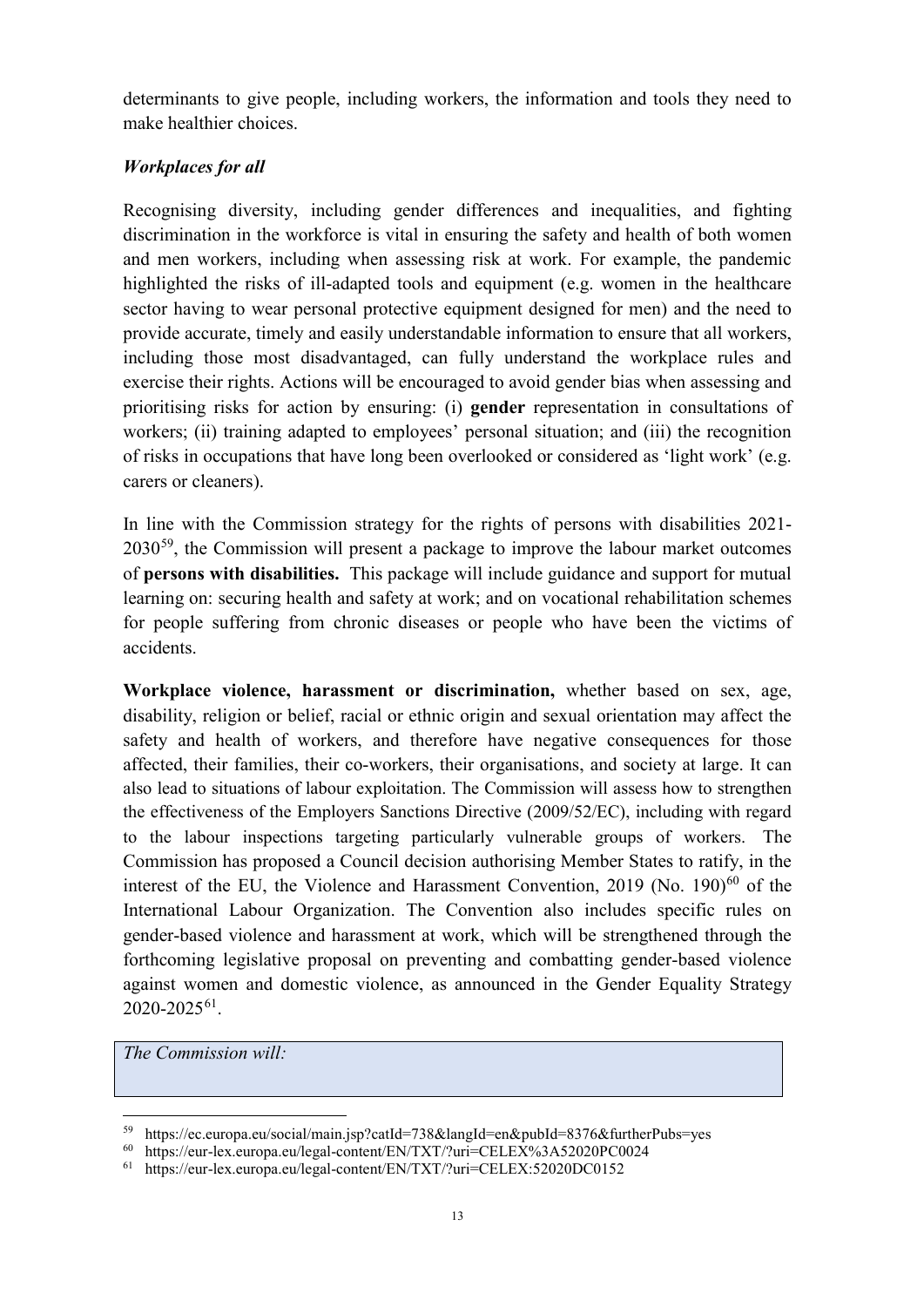determinants to give people, including workers, the information and tools they need to make healthier choices.

***Workplaces for all***

Recognising diversity, including gender differences and inequalities, and fighting discrimination in the workforce is vital in ensuring the safety and health of both women and men workers, including when assessing risk at work. For example, the pandemic highlighted the risks of ill-adapted tools and equipment (e.g. women in the healthcare sector having to wear personal protective equipment designed for men) and the need to provide accurate, timely and easily understandable information to ensure that all workers, including those most disadvantaged, can fully understand the workplace rules and exercise their rights. Actions will be encouraged to avoid gender bias when assessing and prioritising risks for action by ensuring: (i) **gender** representation in consultations of workers; (ii) training adapted to employees' personal situation; and (iii) the recognition of risks in occupations that have long been overlooked or considered as 'light work' (e.g. carers or cleaners).

In line with the Commission strategy for the rights of persons with disabilities 2021-2030[59], the Commission will present a package to improve the labour market outcomes of **persons with disabilities.** This package will include guidance and support for mutual learning on: securing health and safety at work; and on vocational rehabilitation schemes for people suffering from chronic diseases or people who have been the victims of accidents.

**Workplace violence, harassment or discrimination,** whether based on sex, age, disability, religion or belief, racial or ethnic origin and sexual orientation may affect the safety and health of workers, and therefore have negative consequences for those affected, their families, their co-workers, their organisations, and society at large. It can also lead to situations of labour exploitation. The Commission will assess how to strengthen the effectiveness of the Employers Sanctions Directive (2009/52/EC), including with regard to the labour inspections targeting particularly vulnerable groups of workers. The Commission has proposed a Council decision authorising Member States to ratify, in the interest of the EU, the Violence and Harassment Convention, 2019 (No. 190)[60] of the International Labour Organization. The Convention also includes specific rules on gender-based violence and harassment at work, which will be strengthened through the forthcoming legislative proposal on preventing and combatting gender-based violence against women and domestic violence, as announced in the Gender Equality Strategy 2020-2025[61].

*The Commission will:*

[59] https://ec.europa.eu/social/main.jsp?catId=738&langId=en&pubId=8376&furtherPubs=yes

[60] https://eur-lex.europa.eu/legal-content/EN/TXT/?uri=CELEX%3A52020PC0024

[61] https://eur-lex.europa.eu/legal-content/EN/TXT/?uri=CELEX:52020DC0152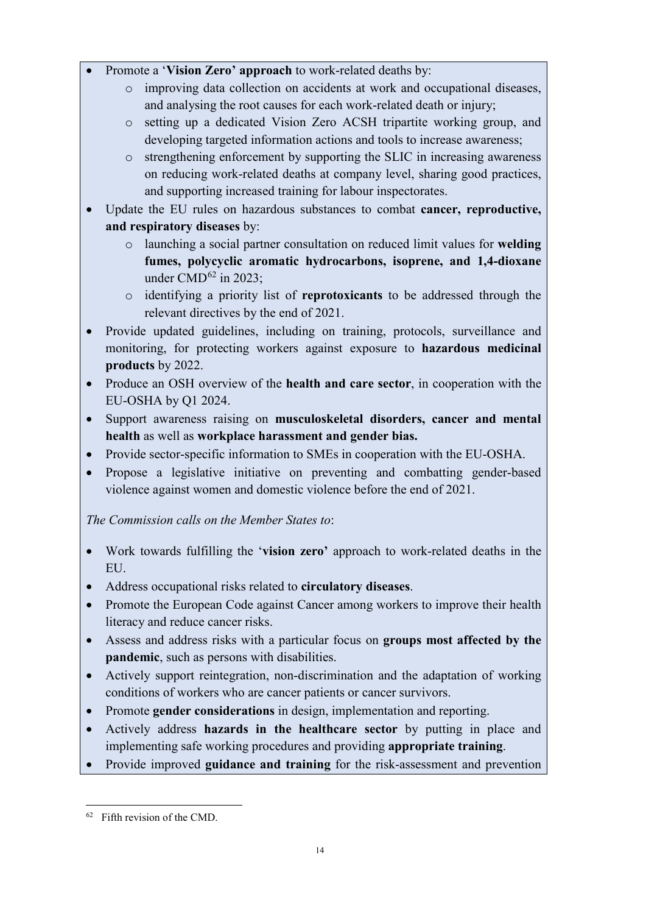- Promote a '**Vision Zero' approach** to work-related deaths by:
    - improving data collection on accidents at work and occupational diseases, and analysing the root causes for each work-related death or injury;
    - setting up a dedicated Vision Zero ACSH tripartite working group, and developing targeted information actions and tools to increase awareness;
    - strengthening enforcement by supporting the SLIC in increasing awareness on reducing work-related deaths at company level, sharing good practices, and supporting increased training for labour inspectorates.
- Update the EU rules on hazardous substances to combat **cancer, reproductive, and respiratory diseases** by:
    - launching a social partner consultation on reduced limit values for **welding fumes, polycyclic aromatic hydrocarbons, isoprene, and 1,4-dioxane** under CMD[62] in 2023;
    - identifying a priority list of **reprotoxicants** to be addressed through the relevant directives by the end of 2021.
- Provide updated guidelines, including on training, protocols, surveillance and monitoring, for protecting workers against exposure to **hazardous medicinal products** by 2022.
- Produce an OSH overview of the **health and care sector**, in cooperation with the EU-OSHA by Q1 2024.
- Support awareness raising on **musculoskeletal disorders, cancer and mental health** as well as **workplace harassment and gender bias.**
- Provide sector-specific information to SMEs in cooperation with the EU-OSHA.
- Propose a legislative initiative on preventing and combatting gender-based violence against women and domestic violence before the end of 2021.

*The Commission calls on the Member States to*:

- Work towards fulfilling the '**vision zero'** approach to work-related deaths in the EU.
- Address occupational risks related to **circulatory diseases**.
- Promote the European Code against Cancer among workers to improve their health literacy and reduce cancer risks.
- Assess and address risks with a particular focus on **groups most affected by the pandemic**, such as persons with disabilities.
- Actively support reintegration, non-discrimination and the adaptation of working conditions of workers who are cancer patients or cancer survivors.
- Promote **gender considerations** in design, implementation and reporting.
- Actively address **hazards in the healthcare sector** by putting in place and implementing safe working procedures and providing **appropriate training**.
- Provide improved **guidance and training** for the risk-assessment and prevention

[62] Fifth revision of the CMD.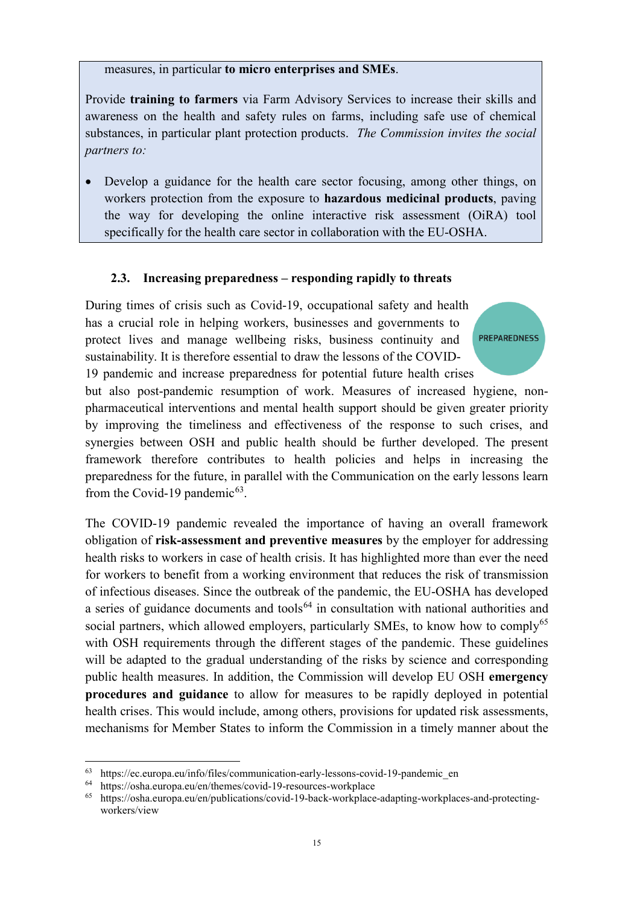measures, in particular **to micro enterprises and SMEs**.

Provide **training to farmers** via Farm Advisory Services to increase their skills and awareness on the health and safety rules on farms, including safe use of chemical substances, in particular plant protection products. *The Commission invites the social partners to:*

- Develop a guidance for the health care sector focusing, among other things, on workers protection from the exposure to **hazardous medicinal products**, paving the way for developing the online interactive risk assessment (OiRA) tool specifically for the health care sector in collaboration with the EU-OSHA.

### 2.3. Increasing preparedness – responding rapidly to threats

PREPAREDNESS

During times of crisis such as Covid-19, occupational safety and health has a crucial role in helping workers, businesses and governments to protect lives and manage wellbeing risks, business continuity and sustainability. It is therefore essential to draw the lessons of the COVID-19 pandemic and increase preparedness for potential future health crises but also post-pandemic resumption of work. Measures of increased hygiene, non-pharmaceutical interventions and mental health support should be given greater priority by improving the timeliness and effectiveness of the response to such crises, and synergies between OSH and public health should be further developed. The present framework therefore contributes to health policies and helps in increasing the preparedness for the future, in parallel with the Communication on the early lessons learn from the Covid-19 pandemic[63].

The COVID-19 pandemic revealed the importance of having an overall framework obligation of **risk-assessment and preventive measures** by the employer for addressing health risks to workers in case of health crisis. It has highlighted more than ever the need for workers to benefit from a working environment that reduces the risk of transmission of infectious diseases. Since the outbreak of the pandemic, the EU-OSHA has developed a series of guidance documents and tools[64] in consultation with national authorities and social partners, which allowed employers, particularly SMEs, to know how to comply[65] with OSH requirements through the different stages of the pandemic. These guidelines will be adapted to the gradual understanding of the risks by science and corresponding public health measures. In addition, the Commission will develop EU OSH **emergency procedures and guidance** to allow for measures to be rapidly deployed in potential health crises. This would include, among others, provisions for updated risk assessments, mechanisms for Member States to inform the Commission in a timely manner about the

---

[63] https://ec.europa.eu/info/files/communication-early-lessons-covid-19-pandemic_en

[64] https://osha.europa.eu/en/themes/covid-19-resources-workplace

[65] https://osha.europa.eu/en/publications/covid-19-back-workplace-adapting-workplaces-and-protecting-workers/view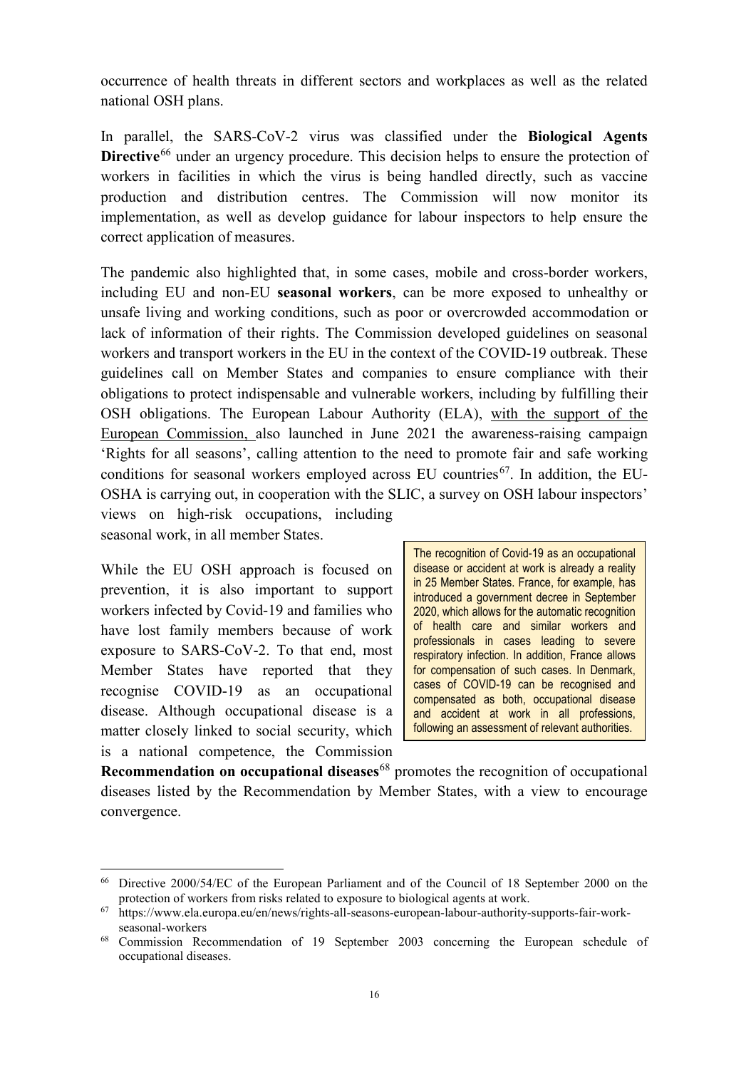occurrence of health threats in different sectors and workplaces as well as the related national OSH plans.

In parallel, the SARS-CoV-2 virus was classified under the **Biological Agents Directive**[66] under an urgency procedure. This decision helps to ensure the protection of workers in facilities in which the virus is being handled directly, such as vaccine production and distribution centres. The Commission will now monitor its implementation, as well as develop guidance for labour inspectors to help ensure the correct application of measures.

The pandemic also highlighted that, in some cases, mobile and cross-border workers, including EU and non-EU **seasonal workers**, can be more exposed to unhealthy or unsafe living and working conditions, such as poor or overcrowded accommodation or lack of information of their rights. The Commission developed guidelines on seasonal workers and transport workers in the EU in the context of the COVID-19 outbreak. These guidelines call on Member States and companies to ensure compliance with their obligations to protect indispensable and vulnerable workers, including by fulfilling their OSH obligations. The European Labour Authority (ELA), with the support of the European Commission, also launched in June 2021 the awareness-raising campaign 'Rights for all seasons', calling attention to the need to promote fair and safe working conditions for seasonal workers employed across EU countries[67]. In addition, the EU-OSHA is carrying out, in cooperation with the SLIC, a survey on OSH labour inspectors' views on high-risk occupations, including seasonal work, in all member States.

> The recognition of Covid-19 as an occupational disease or accident at work is already a reality in 25 Member States. France, for example, has introduced a government decree in September 2020, which allows for the automatic recognition of health care and similar workers and professionals in cases leading to severe respiratory infection. In addition, France allows for compensation of such cases. In Denmark, cases of COVID-19 can be recognised and compensated as both, occupational disease and accident at work in all professions, following an assessment of relevant authorities.

While the EU OSH approach is focused on prevention, it is also important to support workers infected by Covid-19 and families who have lost family members because of work exposure to SARS-CoV-2. To that end, most Member States have reported that they recognise COVID-19 as an occupational disease. Although occupational disease is a matter closely linked to social security, which is a national competence, the Commission **Recommendation on occupational diseases**[68] promotes the recognition of occupational diseases listed by the Recommendation by Member States, with a view to encourage convergence.

---

[66] Directive 2000/54/EC of the European Parliament and of the Council of 18 September 2000 on the protection of workers from risks related to exposure to biological agents at work.

[67] https://www.ela.europa.eu/en/news/rights-all-seasons-european-labour-authority-supports-fair-work-seasonal-workers

[68] Commission Recommendation of 19 September 2003 concerning the European schedule of occupational diseases.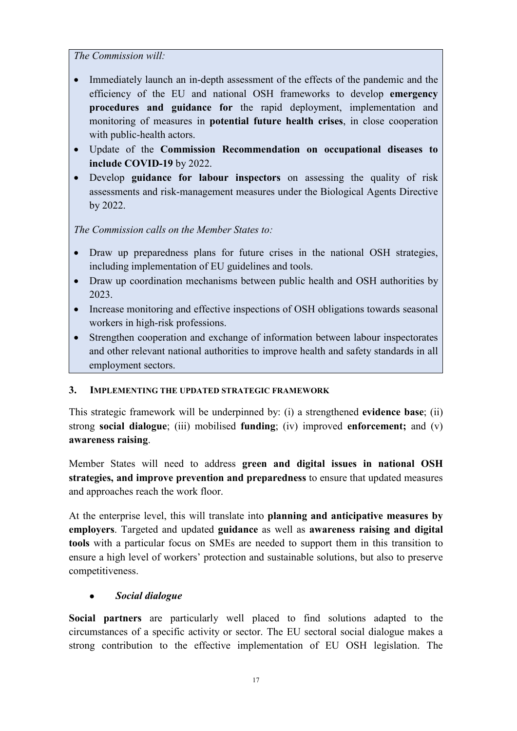*The Commission will:*

- Immediately launch an in-depth assessment of the effects of the pandemic and the efficiency of the EU and national OSH frameworks to develop **emergency procedures and guidance for** the rapid deployment, implementation and monitoring of measures in **potential future health crises**, in close cooperation with public-health actors.
- Update of the **Commission Recommendation on occupational diseases to include COVID-19** by 2022.
- Develop **guidance for labour inspectors** on assessing the quality of risk assessments and risk-management measures under the Biological Agents Directive by 2022.

*The Commission calls on the Member States to:*

- Draw up preparedness plans for future crises in the national OSH strategies, including implementation of EU guidelines and tools.
- Draw up coordination mechanisms between public health and OSH authorities by 2023.
- Increase monitoring and effective inspections of OSH obligations towards seasonal workers in high-risk professions.
- Strengthen cooperation and exchange of information between labour inspectorates and other relevant national authorities to improve health and safety standards in all employment sectors.

## 3. IMPLEMENTING THE UPDATED STRATEGIC FRAMEWORK

This strategic framework will be underpinned by: (i) a strengthened **evidence base**; (ii) strong **social dialogue**; (iii) mobilised **funding**; (iv) improved **enforcement;** and (v) **awareness raising**.

Member States will need to address **green and digital issues in national OSH strategies, and improve prevention and preparedness** to ensure that updated measures and approaches reach the work floor.

At the enterprise level, this will translate into **planning and anticipative measures by employers**. Targeted and updated **guidance** as well as **awareness raising and digital tools** with a particular focus on SMEs are needed to support them in this transition to ensure a high level of workers' protection and sustainable solutions, but also to preserve competitiveness.

- ***Social dialogue***

**Social partners** are particularly well placed to find solutions adapted to the circumstances of a specific activity or sector. The EU sectoral social dialogue makes a strong contribution to the effective implementation of EU OSH legislation. The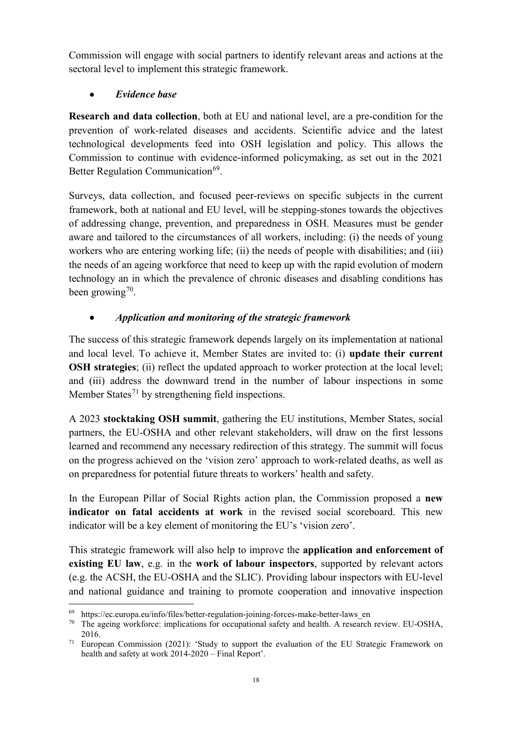Commission will engage with social partners to identify relevant areas and actions at the sectoral level to implement this strategic framework.

- ***Evidence base***

**Research and data collection**, both at EU and national level, are a pre-condition for the prevention of work-related diseases and accidents. Scientific advice and the latest technological developments feed into OSH legislation and policy. This allows the Commission to continue with evidence-informed policymaking, as set out in the 2021 Better Regulation Communication[69].

Surveys, data collection, and focused peer-reviews on specific subjects in the current framework, both at national and EU level, will be stepping-stones towards the objectives of addressing change, prevention, and preparedness in OSH. Measures must be gender aware and tailored to the circumstances of all workers, including: (i) the needs of young workers who are entering working life; (ii) the needs of people with disabilities; and (iii) the needs of an ageing workforce that need to keep up with the rapid evolution of modern technology an in which the prevalence of chronic diseases and disabling conditions has been growing[70].

- ***Application and monitoring of the strategic framework***

The success of this strategic framework depends largely on its implementation at national and local level. To achieve it, Member States are invited to: (i) **update their current OSH strategies**; (ii) reflect the updated approach to worker protection at the local level; and (iii) address the downward trend in the number of labour inspections in some Member States[71] by strengthening field inspections.

A 2023 **stocktaking OSH summit**, gathering the EU institutions, Member States, social partners, the EU-OSHA and other relevant stakeholders, will draw on the first lessons learned and recommend any necessary redirection of this strategy. The summit will focus on the progress achieved on the 'vision zero' approach to work-related deaths, as well as on preparedness for potential future threats to workers' health and safety.

In the European Pillar of Social Rights action plan, the Commission proposed a **new indicator on fatal accidents at work** in the revised social scoreboard. This new indicator will be a key element of monitoring the EU's 'vision zero'.

This strategic framework will also help to improve the **application and enforcement of existing EU law**, e.g. in the **work of labour inspectors**, supported by relevant actors (e.g. the ACSH, the EU-OSHA and the SLIC). Providing labour inspectors with EU-level and national guidance and training to promote cooperation and innovative inspection

[69] https://ec.europa.eu/info/files/better-regulation-joining-forces-make-better-laws_en

[70] The ageing workforce: implications for occupational safety and health. A research review. EU-OSHA, 2016.

[71] European Commission (2021): 'Study to support the evaluation of the EU Strategic Framework on health and safety at work 2014-2020 – Final Report'.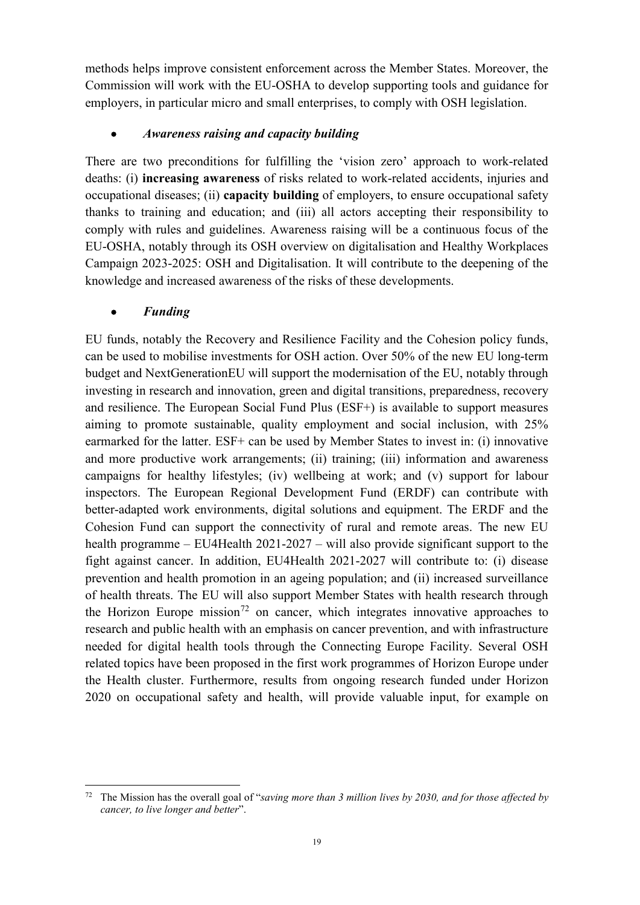methods helps improve consistent enforcement across the Member States. Moreover, the Commission will work with the EU-OSHA to develop supporting tools and guidance for employers, in particular micro and small enterprises, to comply with OSH legislation.

- ***Awareness raising and capacity building***

There are two preconditions for fulfilling the 'vision zero' approach to work-related deaths: (i) **increasing awareness** of risks related to work-related accidents, injuries and occupational diseases; (ii) **capacity building** of employers, to ensure occupational safety thanks to training and education; and (iii) all actors accepting their responsibility to comply with rules and guidelines. Awareness raising will be a continuous focus of the EU-OSHA, notably through its OSH overview on digitalisation and Healthy Workplaces Campaign 2023-2025: OSH and Digitalisation. It will contribute to the deepening of the knowledge and increased awareness of the risks of these developments.

- ***Funding***

EU funds, notably the Recovery and Resilience Facility and the Cohesion policy funds, can be used to mobilise investments for OSH action. Over 50% of the new EU long-term budget and NextGenerationEU will support the modernisation of the EU, notably through investing in research and innovation, green and digital transitions, preparedness, recovery and resilience. The European Social Fund Plus (ESF+) is available to support measures aiming to promote sustainable, quality employment and social inclusion, with 25% earmarked for the latter. ESF+ can be used by Member States to invest in: (i) innovative and more productive work arrangements; (ii) training; (iii) information and awareness campaigns for healthy lifestyles; (iv) wellbeing at work; and (v) support for labour inspectors. The European Regional Development Fund (ERDF) can contribute with better-adapted work environments, digital solutions and equipment. The ERDF and the Cohesion Fund can support the connectivity of rural and remote areas. The new EU health programme – EU4Health 2021-2027 – will also provide significant support to the fight against cancer. In addition, EU4Health 2021-2027 will contribute to: (i) disease prevention and health promotion in an ageing population; and (ii) increased surveillance of health threats. The EU will also support Member States with health research through the Horizon Europe mission[72] on cancer, which integrates innovative approaches to research and public health with an emphasis on cancer prevention, and with infrastructure needed for digital health tools through the Connecting Europe Facility. Several OSH related topics have been proposed in the first work programmes of Horizon Europe under the Health cluster. Furthermore, results from ongoing research funded under Horizon 2020 on occupational safety and health, will provide valuable input, for example on

---

[72] The Mission has the overall goal of "*saving more than 3 million lives by 2030, and for those affected by cancer, to live longer and better*".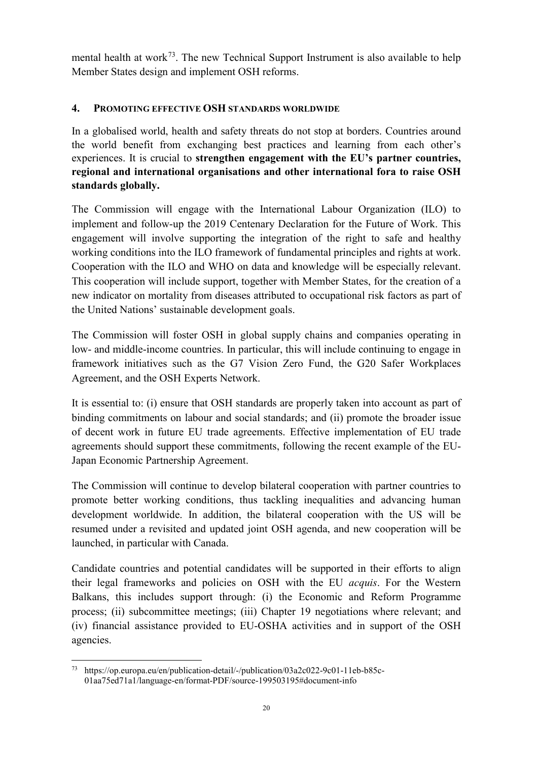mental health at work[73]. The new Technical Support Instrument is also available to help Member States design and implement OSH reforms.

## 4. PROMOTING EFFECTIVE OSH STANDARDS WORLDWIDE

In a globalised world, health and safety threats do not stop at borders. Countries around the world benefit from exchanging best practices and learning from each other's experiences. It is crucial to **strengthen engagement with the EU's partner countries, regional and international organisations and other international fora to raise OSH standards globally.**

The Commission will engage with the International Labour Organization (ILO) to implement and follow-up the 2019 Centenary Declaration for the Future of Work. This engagement will involve supporting the integration of the right to safe and healthy working conditions into the ILO framework of fundamental principles and rights at work. Cooperation with the ILO and WHO on data and knowledge will be especially relevant. This cooperation will include support, together with Member States, for the creation of a new indicator on mortality from diseases attributed to occupational risk factors as part of the United Nations' sustainable development goals.

The Commission will foster OSH in global supply chains and companies operating in low- and middle-income countries. In particular, this will include continuing to engage in framework initiatives such as the G7 Vision Zero Fund, the G20 Safer Workplaces Agreement, and the OSH Experts Network.

It is essential to: (i) ensure that OSH standards are properly taken into account as part of binding commitments on labour and social standards; and (ii) promote the broader issue of decent work in future EU trade agreements. Effective implementation of EU trade agreements should support these commitments, following the recent example of the EU-Japan Economic Partnership Agreement.

The Commission will continue to develop bilateral cooperation with partner countries to promote better working conditions, thus tackling inequalities and advancing human development worldwide. In addition, the bilateral cooperation with the US will be resumed under a revisited and updated joint OSH agenda, and new cooperation will be launched, in particular with Canada.

Candidate countries and potential candidates will be supported in their efforts to align their legal frameworks and policies on OSH with the EU *acquis*. For the Western Balkans, this includes support through: (i) the Economic and Reform Programme process; (ii) subcommittee meetings; (iii) Chapter 19 negotiations where relevant; and (iv) financial assistance provided to EU-OSHA activities and in support of the OSH agencies.

---

[73] https://op.europa.eu/en/publication-detail/-/publication/03a2c022-9c01-11eb-b85c-01aa75ed71a1/language-en/format-PDF/source-199503195#document-info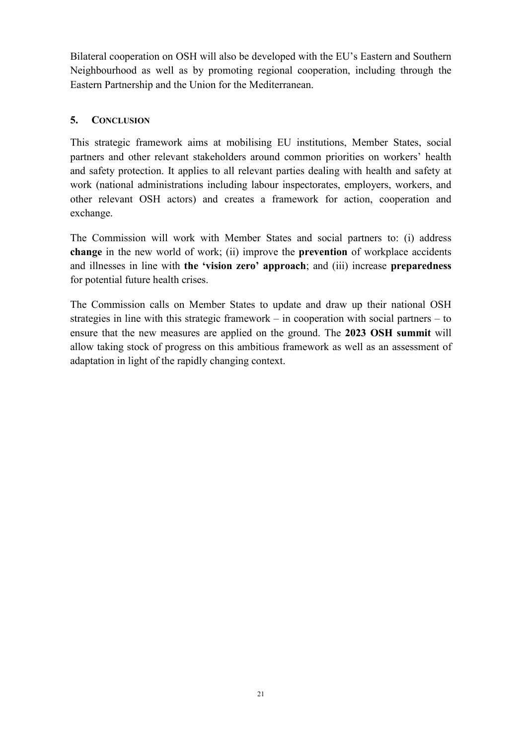Bilateral cooperation on OSH will also be developed with the EU's Eastern and Southern Neighbourhood as well as by promoting regional cooperation, including through the Eastern Partnership and the Union for the Mediterranean.

## 5. CONCLUSION

This strategic framework aims at mobilising EU institutions, Member States, social partners and other relevant stakeholders around common priorities on workers' health and safety protection. It applies to all relevant parties dealing with health and safety at work (national administrations including labour inspectorates, employers, workers, and other relevant OSH actors) and creates a framework for action, cooperation and exchange.

The Commission will work with Member States and social partners to: (i) address **change** in the new world of work; (ii) improve the **prevention** of workplace accidents and illnesses in line with **the 'vision zero' approach**; and (iii) increase **preparedness** for potential future health crises.

The Commission calls on Member States to update and draw up their national OSH strategies in line with this strategic framework – in cooperation with social partners – to ensure that the new measures are applied on the ground. The **2023 OSH summit** will allow taking stock of progress on this ambitious framework as well as an assessment of adaptation in light of the rapidly changing context.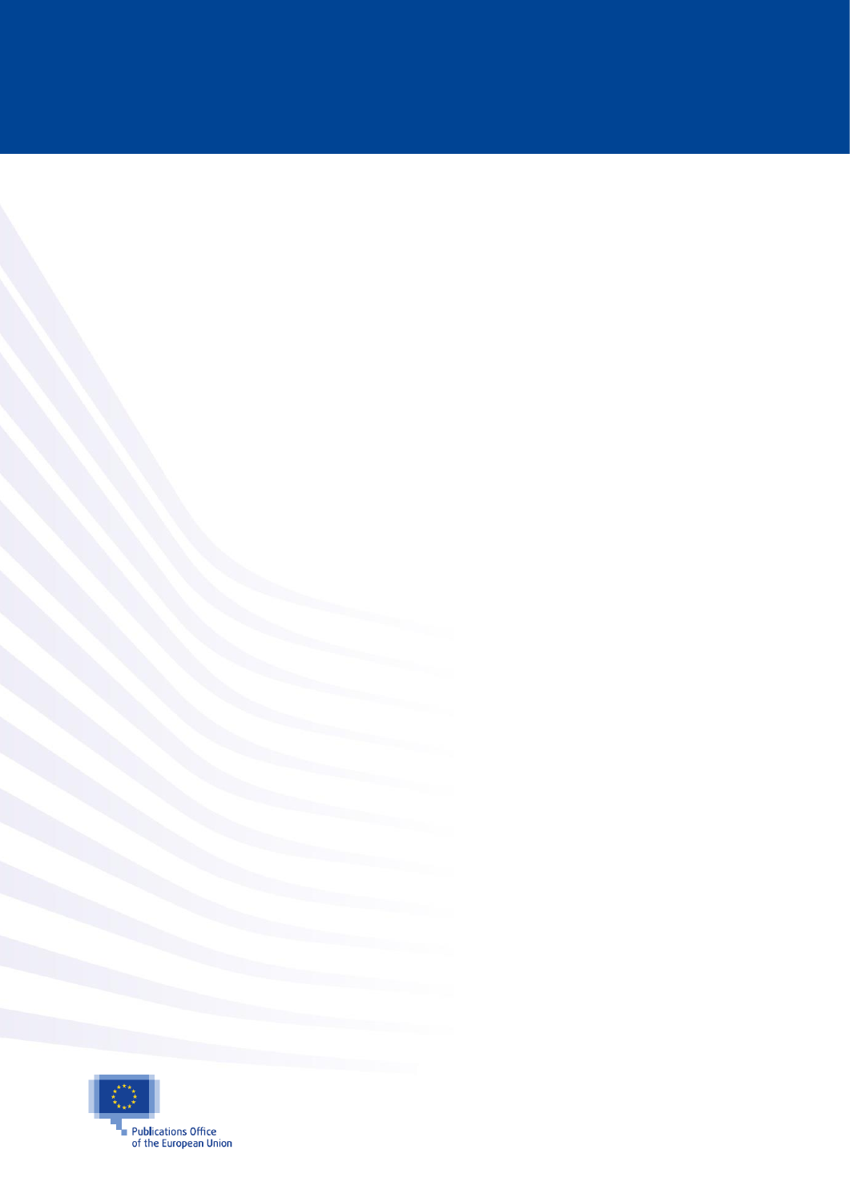Publications Office
of the European Union